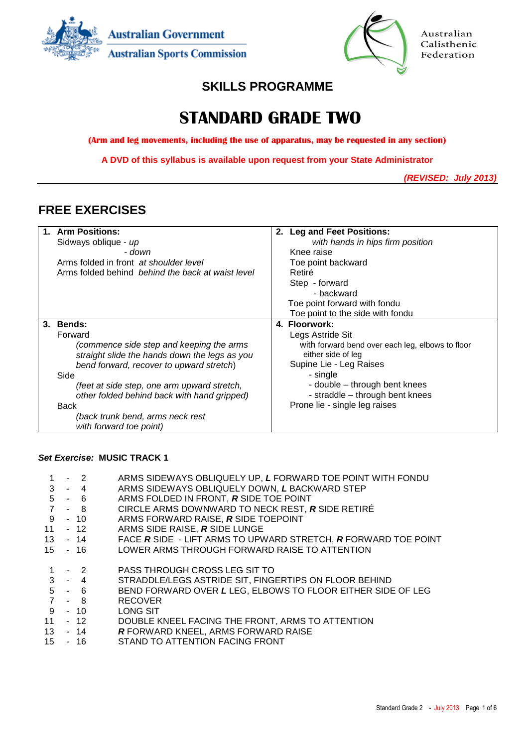Australian Government
Australian Sports Commission

Australian Calisthenic Federation

## SKILLS PROGRAMME

# STANDARD GRADE TWO

**(Arm and leg movements, including the use of apparatus, may be requested in any section)**

**A DVD of this syllabus is available upon request from your State Administrator**

***(REVISED: July 2013)***

## FREE EXERCISES

| **1. Arm Positions:** | **2. Leg and Feet Positions:** |
|---|---|
| Sidways oblique - *up*<br>- *down*<br>Arms folded in front *at shoulder level*<br>Arms folded behind *behind the back at waist level* | *with hands in hips firm position*<br>Knee raise<br>Toe point backward<br>Retiré<br>Step - forward<br>- backward<br>Toe point forward with fondu<br>Toe point to the side with fondu |
| **3. Bends:** | **4. Floorwork:** |
| Forward<br>*(commence side step and keeping the arms straight slide the hands down the legs as you bend forward, recover to upward stretch)*<br>Side<br>*(feet at side step, one arm upward stretch, other folded behind back with hand gripped)*<br>Back<br>*(back trunk bend, arms neck rest with forward toe point)* | Legs Astride Sit<br>with forward bend over each leg, elbows to floor either side of leg<br>Supine Lie - Leg Raises<br>- single<br>- double – through bent knees<br>- straddle – through bent knees<br>Prone lie - single leg raises |

***Set Exercise:*** **MUSIC TRACK 1**

| Counts | Movement |
|---|---|
| 1 - 2 | ARMS SIDEWAYS OBLIQUELY UP, ***L*** FORWARD TOE POINT WITH FONDU |
| 3 - 4 | ARMS SIDEWAYS OBLIQUELY DOWN, ***L*** BACKWARD STEP |
| 5 - 6 | ARMS FOLDED IN FRONT, ***R*** SIDE TOE POINT |
| 7 - 8 | CIRCLE ARMS DOWNWARD TO NECK REST, ***R*** SIDE RETIRÉ |
| 9 - 10 | ARMS FORWARD RAISE, ***R*** SIDE TOEPOINT |
| 11 - 12 | ARMS SIDE RAISE, ***R*** SIDE LUNGE |
| 13 - 14 | FACE ***R*** SIDE - LIFT ARMS TO UPWARD STRETCH, ***R*** FORWARD TOE POINT |
| 15 - 16 | LOWER ARMS THROUGH FORWARD RAISE TO ATTENTION |

| Counts | Movement |
|---|---|
| 1 - 2 | PASS THROUGH CROSS LEG SIT TO |
| 3 - 4 | STRADDLE/LEGS ASTRIDE SIT, FINGERTIPS ON FLOOR BEHIND |
| 5 - 6 | BEND FORWARD OVER ***L*** LEG, ELBOWS TO FLOOR EITHER SIDE OF LEG |
| 7 - 8 | RECOVER |
| 9 - 10 | LONG SIT |
| 11 - 12 | DOUBLE KNEEL FACING THE FRONT, ARMS TO ATTENTION |
| 13 - 14 | ***R*** FORWARD KNEEL, ARMS FORWARD RAISE |
| 15 - 16 | STAND TO ATTENTION FACING FRONT |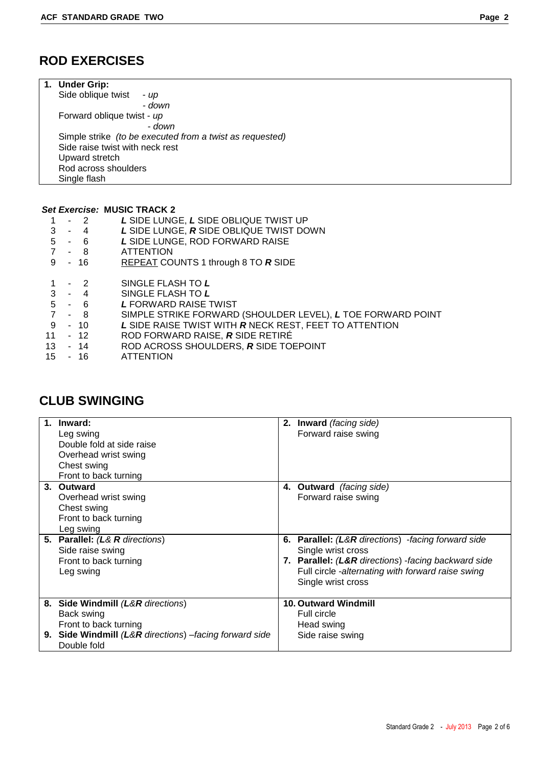## ROD EXERCISES

**1. Under Grip:**

Side oblique twist - *up*
- *down*

Forward oblique twist - *up*
- *down*

Simple strike *(to be executed from a twist as requested)*
Side raise twist with neck rest
Upward stretch
Rod across shoulders
Single flash

***Set Exercise:*** **MUSIC TRACK 2**

| | |
|---|---|
| 1 - 2 | ***L*** SIDE LUNGE, ***L*** SIDE OBLIQUE TWIST UP |
| 3 - 4 | ***L*** SIDE LUNGE, ***R*** SIDE OBLIQUE TWIST DOWN |
| 5 - 6 | ***L*** SIDE LUNGE, ROD FORWARD RAISE |
| 7 - 8 | ATTENTION |
| 9 - 16 | REPEAT COUNTS 1 through 8 TO ***R*** SIDE |
| | |
| 1 - 2 | SINGLE FLASH TO ***L*** |
| 3 - 4 | SINGLE FLASH TO ***L*** |
| 5 - 6 | ***L*** FORWARD RAISE TWIST |
| 7 - 8 | SIMPLE STRIKE FORWARD (SHOULDER LEVEL), ***L*** TOE FORWARD POINT |
| 9 - 10 | ***L*** SIDE RAISE TWIST WITH ***R*** NECK REST, FEET TO ATTENTION |
| 11 - 12 | ROD FORWARD RAISE, ***R*** SIDE RETIRÉ |
| 13 - 14 | ROD ACROSS SHOULDERS, ***R*** SIDE TOEPOINT |
| 15 - 16 | ATTENTION |

## CLUB SWINGING

| | |
|---|---|
| **1. Inward:**<br>Leg swing<br>Double fold at side raise<br>Overhead wrist swing<br>Chest swing<br>Front to back turning | **2. Inward** *(facing side)*<br>Forward raise swing |
| **3. Outward**<br>Overhead wrist swing<br>Chest swing<br>Front to back turning<br>Leg swing | **4. Outward** *(facing side)*<br>Forward raise swing |
| **5. Parallel:** *(**L**& **R** directions)*<br>Side raise swing<br>Front to back turning<br>Leg swing | **6. Parallel:** *(**L**&**R** directions) -facing forward side*<br>Single wrist cross<br>**7. Parallel:** *(**L**&**R** directions) -facing backward side*<br>Full circle *-alternating with forward raise swing*<br>Single wrist cross |
| **8. Side Windmill** *(**L**&**R** directions)*<br>Back swing<br>Front to back turning<br>**9. Side Windmill** *(**L**&**R** directions) –facing forward side*<br>Double fold | **10. Outward Windmill**<br>Full circle<br>Head swing<br>Side raise swing |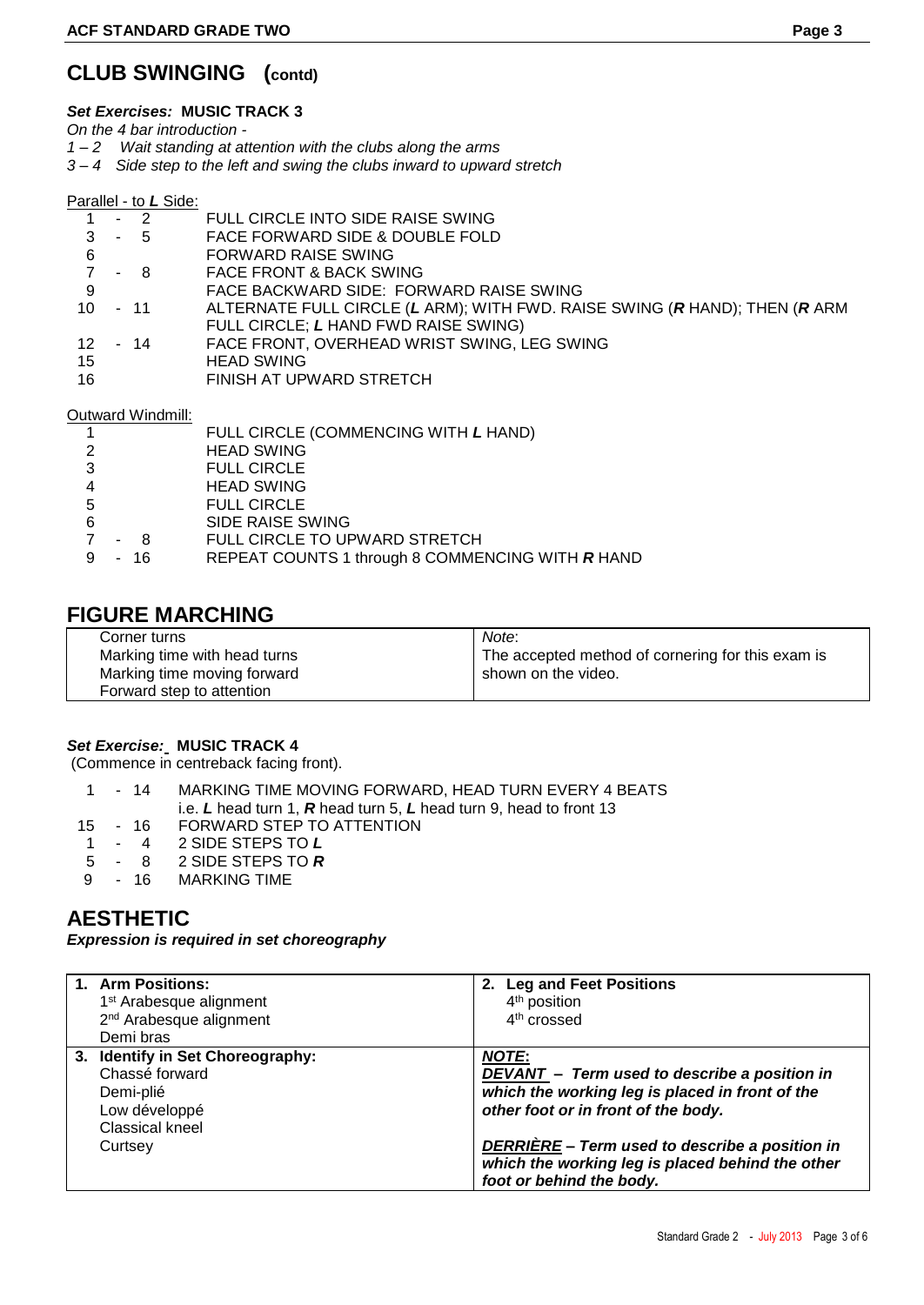## CLUB SWINGING (contd)

***Set Exercises:* MUSIC TRACK 3**

*On the 4 bar introduction -*

*1 – 2 Wait standing at attention with the clubs along the arms*

*3 – 4 Side step to the left and swing the clubs inward to upward stretch*

Parallel - to ***L*** Side:

| | |
|---|---|
| 1 - 2 | FULL CIRCLE INTO SIDE RAISE SWING |
| 3 - 5 | FACE FORWARD SIDE & DOUBLE FOLD |
| 6 | FORWARD RAISE SWING |
| 7 - 8 | FACE FRONT & BACK SWING |
| 9 | FACE BACKWARD SIDE: FORWARD RAISE SWING |
| 10 - 11 | ALTERNATE FULL CIRCLE (***L*** ARM); WITH FWD. RAISE SWING (***R*** HAND); THEN (***R*** ARM FULL CIRCLE; ***L*** HAND FWD RAISE SWING) |
| 12 - 14 | FACE FRONT, OVERHEAD WRIST SWING, LEG SWING |
| 15 | HEAD SWING |
| 16 | FINISH AT UPWARD STRETCH |

Outward Windmill:

| | |
|---|---|
| 1 | FULL CIRCLE (COMMENCING WITH ***L*** HAND) |
| 2 | HEAD SWING |
| 3 | FULL CIRCLE |
| 4 | HEAD SWING |
| 5 | FULL CIRCLE |
| 6 | SIDE RAISE SWING |
| 7 - 8 | FULL CIRCLE TO UPWARD STRETCH |
| 9 - 16 | REPEAT COUNTS 1 through 8 COMMENCING WITH ***R*** HAND |

## FIGURE MARCHING

| | |
|---|---|
| Corner turns<br>Marking time with head turns<br>Marking time moving forward<br>Forward step to attention | *Note*:<br>The accepted method of cornering for this exam is shown on the video. |

***Set Exercise:* MUSIC TRACK 4**

(Commence in centreback facing front).

| | |
|---|---|
| 1 - 14 | MARKING TIME MOVING FORWARD, HEAD TURN EVERY 4 BEATS<br>i.e. ***L*** head turn 1, ***R*** head turn 5, ***L*** head turn 9, head to front 13 |
| 15 - 16 | FORWARD STEP TO ATTENTION |
| 1 - 4 | 2 SIDE STEPS TO ***L*** |
| 5 - 8 | 2 SIDE STEPS TO ***R*** |
| 9 - 16 | MARKING TIME |

## AESTHETIC

***Expression is required in set choreography***

| | |
|---|---|
| **1. Arm Positions:**<br>1st Arabesque alignment<br>2nd Arabesque alignment<br>Demi bras | **2. Leg and Feet Positions**<br>4th position<br>4th crossed |
| **3. Identify in Set Choreography:**<br>Chassé forward<br>Demi-plié<br>Low développé<br>Classical kneel<br>Curtsey | ***NOTE*:**<br>***DEVANT* – Term used to describe a position in which the working leg is placed in front of the other foot or in front of the body.**<br><br>***DERRIÈRE* – Term used to describe a position in which the working leg is placed behind the other foot or behind the body.** |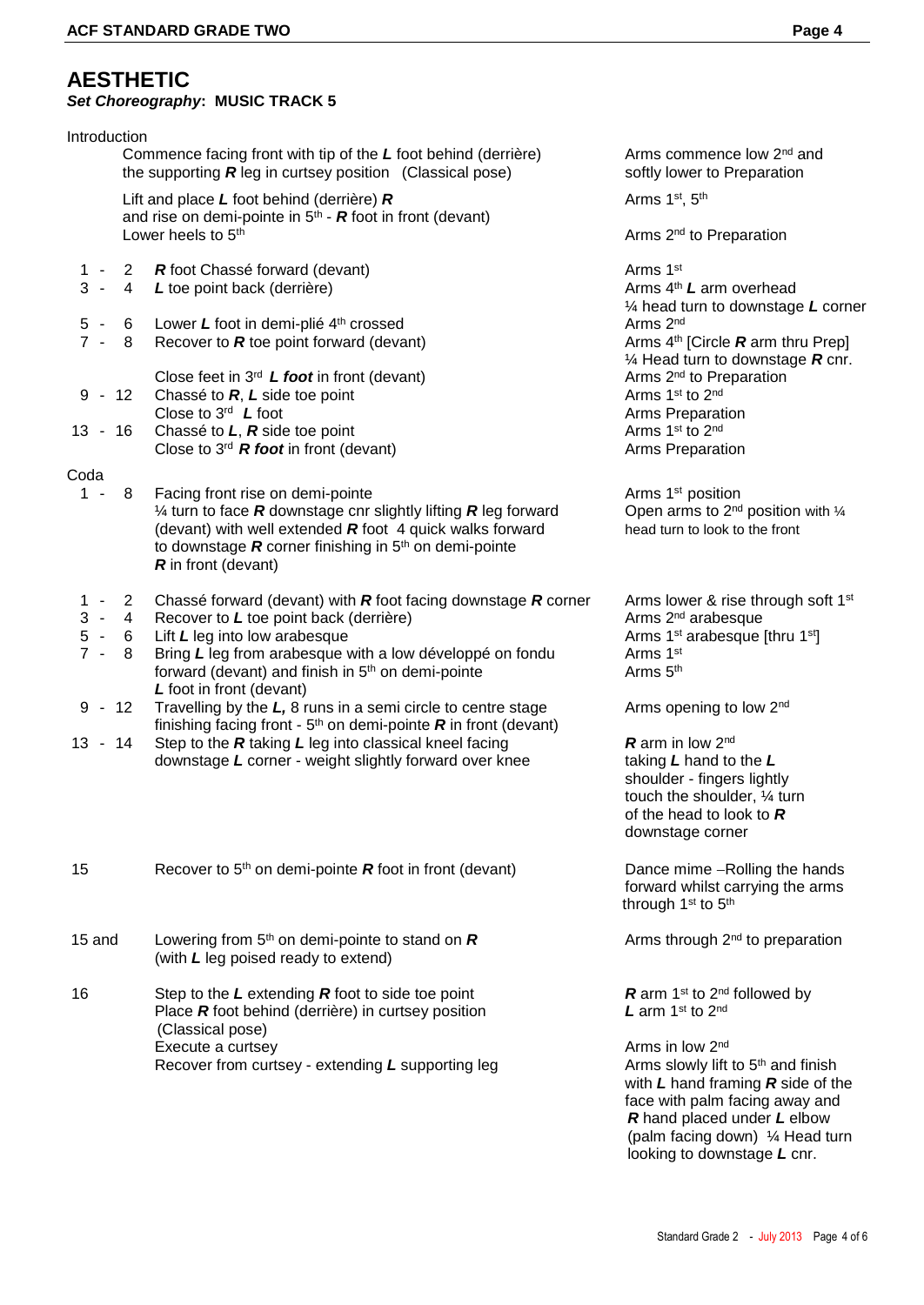## AESTHETIC

### *Set Choreography*: MUSIC TRACK 5

Introduction

| Counts | Steps | Arms |
|---|---|---|
| | Commence facing front with tip of the ***L*** foot behind (derrière) the supporting ***R*** leg in curtsey position (Classical pose) | Arms commence low 2nd and softly lower to Preparation |
| | Lift and place ***L*** foot behind (derrière) ***R*** and rise on demi-pointe in 5th - ***R*** foot in front (devant) | Arms 1st, 5th |
| | Lower heels to 5th | Arms 2nd to Preparation |
| 1 - 2 | ***R*** foot Chassé forward (devant) | Arms 1st |
| 3 - 4 | ***L*** toe point back (derrière) | Arms 4th ***L*** arm overhead ¼ head turn to downstage ***L*** corner |
| 5 - 6 | Lower ***L*** foot in demi-plié 4th crossed | Arms 2nd |
| 7 - 8 | Recover to ***R*** toe point forward (devant) | Arms 4th [Circle ***R*** arm thru Prep] ¼ Head turn to downstage ***R*** cnr. |
| | Close feet in 3rd ***L foot*** in front (devant) | Arms 2nd to Preparation |
| 9 - 12 | Chassé to ***R***, ***L*** side toe point | Arms 1st to 2nd |
| | Close to 3rd ***L*** foot | Arms Preparation |
| 13 - 16 | Chassé to ***L***, ***R*** side toe point | Arms 1st to 2nd |
| | Close to 3rd ***R foot*** in front (devant) | Arms Preparation |

Coda

| Counts | Steps | Arms |
|---|---|---|
| 1 - 8 | Facing front rise on demi-pointe | Arms 1st position |
| | ¼ turn to face ***R*** downstage cnr slightly lifting ***R*** leg forward (devant) with well extended ***R*** foot 4 quick walks forward to downstage ***R*** corner finishing in 5th on demi-pointe ***R*** in front (devant) | Open arms to 2nd position with ¼ head turn to look to the front |
| 1 - 2 | Chassé forward (devant) with ***R*** foot facing downstage ***R*** corner | Arms lower & rise through soft 1st |
| 3 - 4 | Recover to ***L*** toe point back (derrière) | Arms 2nd arabesque |
| 5 - 6 | Lift ***L*** leg into low arabesque | Arms 1st arabesque [thru 1st] |
| 7 - 8 | Bring ***L*** leg from arabesque with a low développé on fondu forward (devant) and finish in 5th on demi-pointe ***L*** foot in front (devant) | Arms 1st<br>Arms 5th |
| 9 - 12 | Travelling by the ***L,*** 8 runs in a semi circle to centre stage finishing facing front - 5th on demi-pointe ***R*** in front (devant) | Arms opening to low 2nd |
| 13 - 14 | Step to the ***R*** taking ***L*** leg into classical kneel facing downstage ***L*** corner - weight slightly forward over knee | ***R*** arm in low 2nd taking ***L*** hand to the ***L*** shoulder - fingers lightly touch the shoulder, ¼ turn of the head to look to ***R*** downstage corner |
| 15 | Recover to 5th on demi-pointe ***R*** foot in front (devant) | Dance mime –Rolling the hands forward whilst carrying the arms through 1st to 5th |
| 15 and | Lowering from 5th on demi-pointe to stand on ***R*** (with ***L*** leg poised ready to extend) | Arms through 2nd to preparation |
| 16 | Step to the ***L*** extending ***R*** foot to side toe point Place ***R*** foot behind (derrière) in curtsey position (Classical pose) | ***R*** arm 1st to 2nd followed by ***L*** arm 1st to 2nd |
| | Execute a curtsey | Arms in low 2nd |
| | Recover from curtsey - extending ***L*** supporting leg | Arms slowly lift to 5th and finish with ***L*** hand framing ***R*** side of the face with palm facing away and ***R*** hand placed under ***L*** elbow (palm facing down) ¼ Head turn looking to downstage ***L*** cnr. |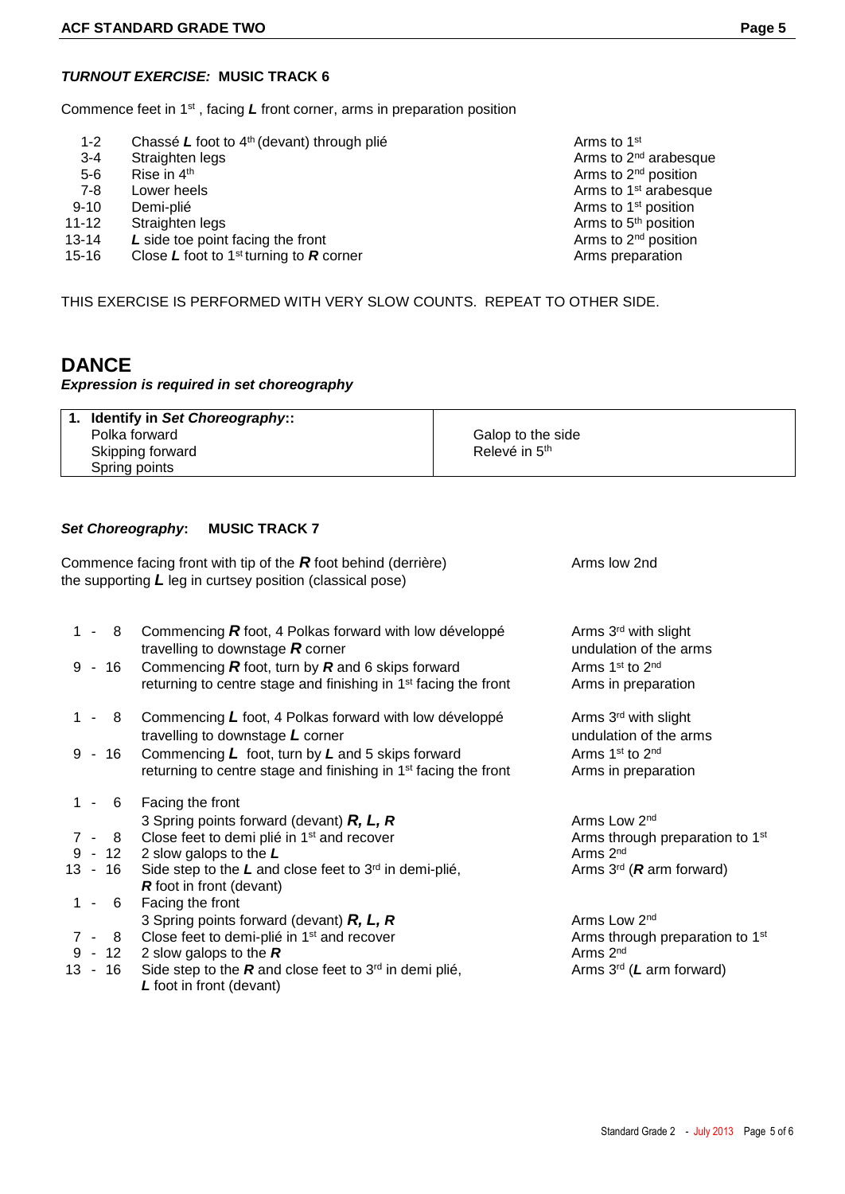### ***TURNOUT EXERCISE:*** **MUSIC TRACK 6**

Commence feet in 1st, facing ***L*** front corner, arms in preparation position

| | | |
|---|---|---|
| 1-2 | Chassé ***L*** foot to 4th (devant) through plié | Arms to 1st |
| 3-4 | Straighten legs | Arms to 2nd arabesque |
| 5-6 | Rise in 4th | Arms to 2nd position |
| 7-8 | Lower heels | Arms to 1st arabesque |
| 9-10 | Demi-plié | Arms to 1st position |
| 11-12 | Straighten legs | Arms to 5th position |
| 13-14 | ***L*** side toe point facing the front | Arms to 2nd position |
| 15-16 | Close ***L*** foot to 1st turning to ***R*** corner | Arms preparation |

THIS EXERCISE IS PERFORMED WITH VERY SLOW COUNTS. REPEAT TO OTHER SIDE.

# DANCE

***Expression is required in set choreography***

| **1. Identify in *Set Choreography*::** | |
|---|---|
| Polka forward | Galop to the side |
| Skipping forward | Relevé in 5th |
| Spring points | |

### ***Set Choreography*:** **MUSIC TRACK 7**

Commence facing front with tip of the ***R*** foot behind (derrière) the supporting ***L*** leg in curtsey position (classical pose) — Arms low 2nd

| | | |
|---|---|---|
| 1 - 8 | Commencing ***R*** foot, 4 Polkas forward with low développé travelling to downstage ***R*** corner | Arms 3rd with slight undulation of the arms |
| 9 - 16 | Commencing ***R*** foot, turn by ***R*** and 6 skips forward returning to centre stage and finishing in 1st facing the front | Arms 1st to 2nd<br>Arms in preparation |
| 1 - 8 | Commencing ***L*** foot, 4 Polkas forward with low développé travelling to downstage ***L*** corner | Arms 3rd with slight undulation of the arms |
| 9 - 16 | Commencing ***L*** foot, turn by ***L*** and 5 skips forward returning to centre stage and finishing in 1st facing the front | Arms 1st to 2nd<br>Arms in preparation |
| 1 - 6 | Facing the front<br>3 Spring points forward (devant) ***R, L, R*** | Arms Low 2nd |
| 7 - 8 | Close feet to demi plié in 1st and recover | Arms through preparation to 1st |
| 9 - 12 | 2 slow galops to the ***L*** | Arms 2nd |
| 13 - 16 | Side step to the ***L*** and close feet to 3rd in demi-plié, ***R*** foot in front (devant) | Arms 3rd (***R*** arm forward) |
| 1 - 6 | Facing the front<br>3 Spring points forward (devant) ***R, L, R*** | Arms Low 2nd |
| 7 - 8 | Close feet to demi-plié in 1st and recover | Arms through preparation to 1st |
| 9 - 12 | 2 slow galops to the ***R*** | Arms 2nd |
| 13 - 16 | Side step to the ***R*** and close feet to 3rd in demi plié, ***L*** foot in front (devant) | Arms 3rd (***L*** arm forward) |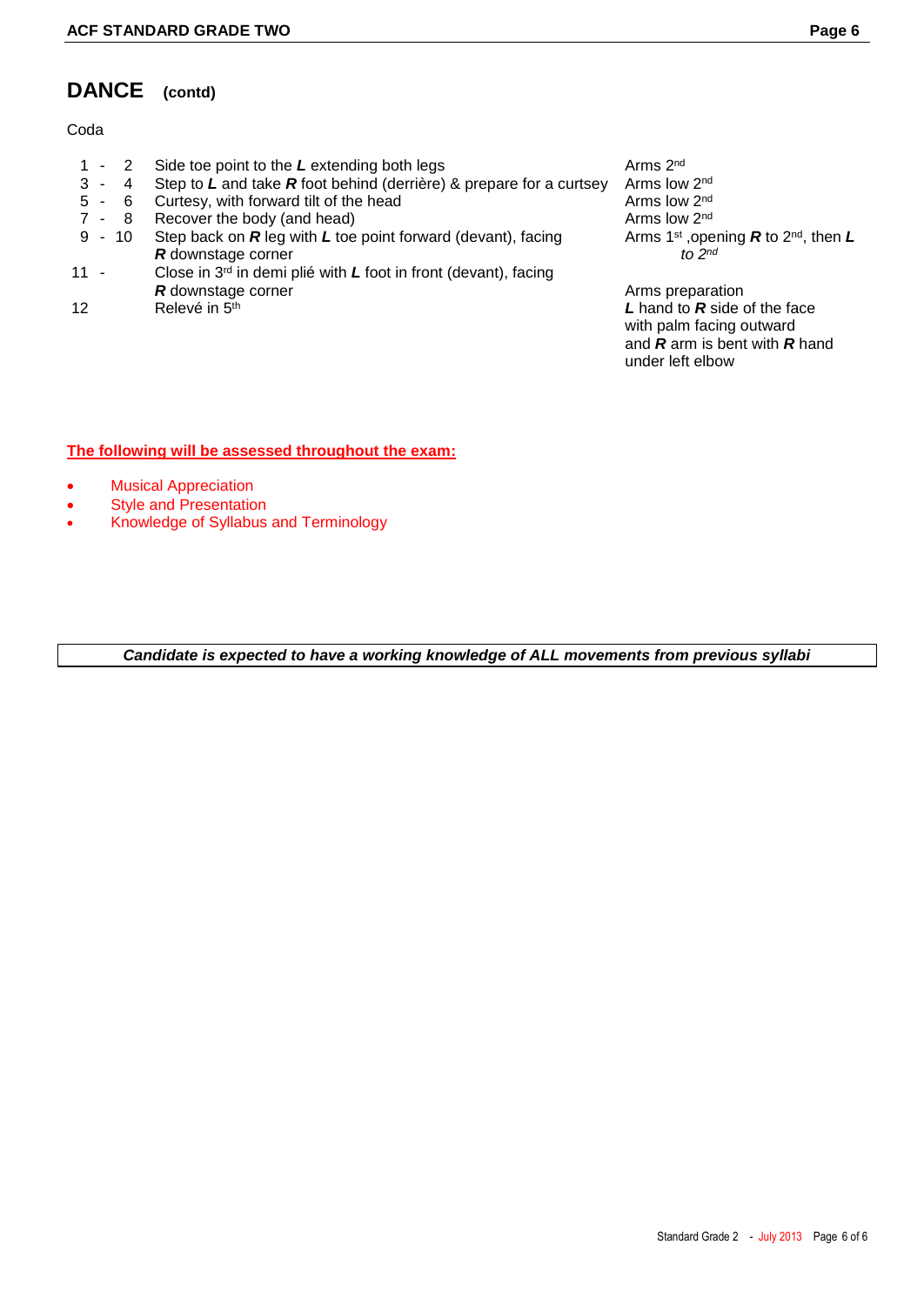## DANCE (contd)

Coda

| | | |
|---|---|---|
| 1 - 2 | Side toe point to the ***L*** extending both legs | Arms 2nd |
| 3 - 4 | Step to ***L*** and take ***R*** foot behind (derrière) & prepare for a curtsey | Arms low 2nd |
| 5 - 6 | Curtesy, with forward tilt of the head | Arms low 2nd |
| 7 - 8 | Recover the body (and head) | Arms low 2nd |
| 9 - 10 | Step back on ***R*** leg with ***L*** toe point forward (devant), facing ***R*** downstage corner | Arms 1st ,opening ***R*** to 2nd, then ***L*** *to 2nd* |
| 11 - | Close in 3rd in demi plié with ***L*** foot in front (devant), facing ***R*** downstage corner | Arms preparation |
| 12 | Relevé in 5th | ***L*** hand to ***R*** side of the face with palm facing outward and ***R*** arm is bent with ***R*** hand under left elbow |

**The following will be assessed throughout the exam:**

- Musical Appreciation
- Style and Presentation
- Knowledge of Syllabus and Terminology

***Candidate is expected to have a working knowledge of ALL movements from previous syllabi***